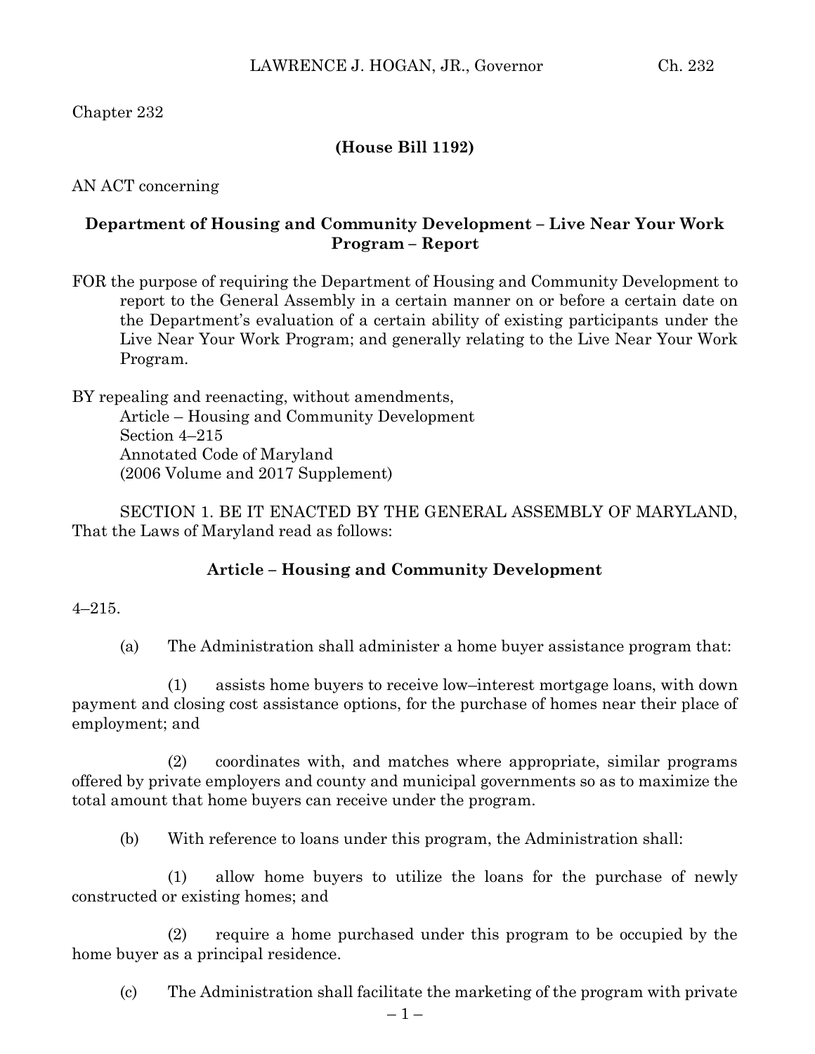Chapter 232

**(House Bill 1192)**

AN ACT concerning

**Department of Housing and Community Development – Live Near Your Work Program – Report**

FOR the purpose of requiring the Department of Housing and Community Development to report to the General Assembly in a certain manner on or before a certain date on the Department's evaluation of a certain ability of existing participants under the Live Near Your Work Program; and generally relating to the Live Near Your Work Program.

BY repealing and reenacting, without amendments,
Article – Housing and Community Development
Section 4–215
Annotated Code of Maryland
(2006 Volume and 2017 Supplement)

SECTION 1. BE IT ENACTED BY THE GENERAL ASSEMBLY OF MARYLAND, That the Laws of Maryland read as follows:

**Article – Housing and Community Development**

4–215.

(a) The Administration shall administer a home buyer assistance program that:

(1) assists home buyers to receive low–interest mortgage loans, with down payment and closing cost assistance options, for the purchase of homes near their place of employment; and

(2) coordinates with, and matches where appropriate, similar programs offered by private employers and county and municipal governments so as to maximize the total amount that home buyers can receive under the program.

(b) With reference to loans under this program, the Administration shall:

(1) allow home buyers to utilize the loans for the purchase of newly constructed or existing homes; and

(2) require a home purchased under this program to be occupied by the home buyer as a principal residence.

(c) The Administration shall facilitate the marketing of the program with private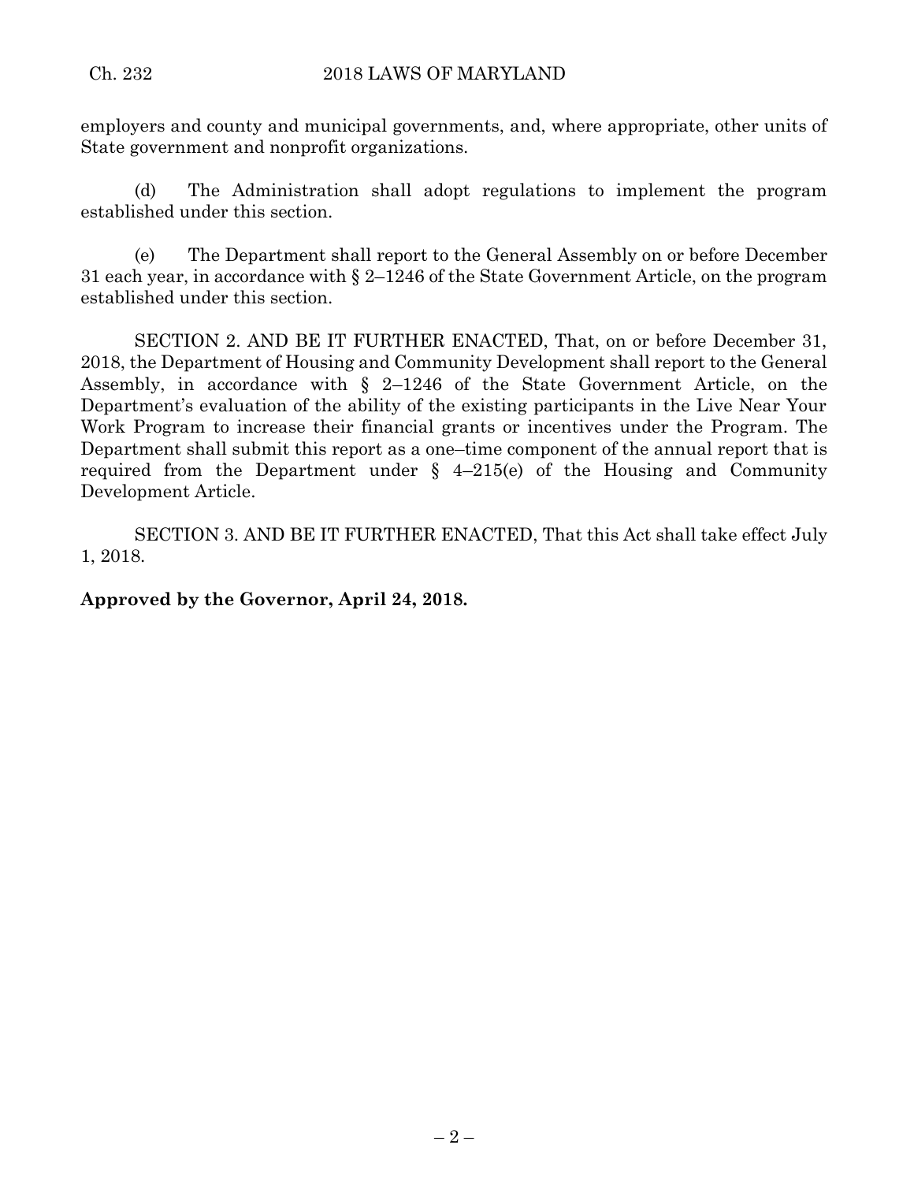employers and county and municipal governments, and, where appropriate, other units of State government and nonprofit organizations.

(d) The Administration shall adopt regulations to implement the program established under this section.

(e) The Department shall report to the General Assembly on or before December 31 each year, in accordance with § 2–1246 of the State Government Article, on the program established under this section.

SECTION 2. AND BE IT FURTHER ENACTED, That, on or before December 31, 2018, the Department of Housing and Community Development shall report to the General Assembly, in accordance with § 2–1246 of the State Government Article, on the Department's evaluation of the ability of the existing participants in the Live Near Your Work Program to increase their financial grants or incentives under the Program. The Department shall submit this report as a one–time component of the annual report that is required from the Department under § 4–215(e) of the Housing and Community Development Article.

SECTION 3. AND BE IT FURTHER ENACTED, That this Act shall take effect July 1, 2018.

**Approved by the Governor, April 24, 2018.**